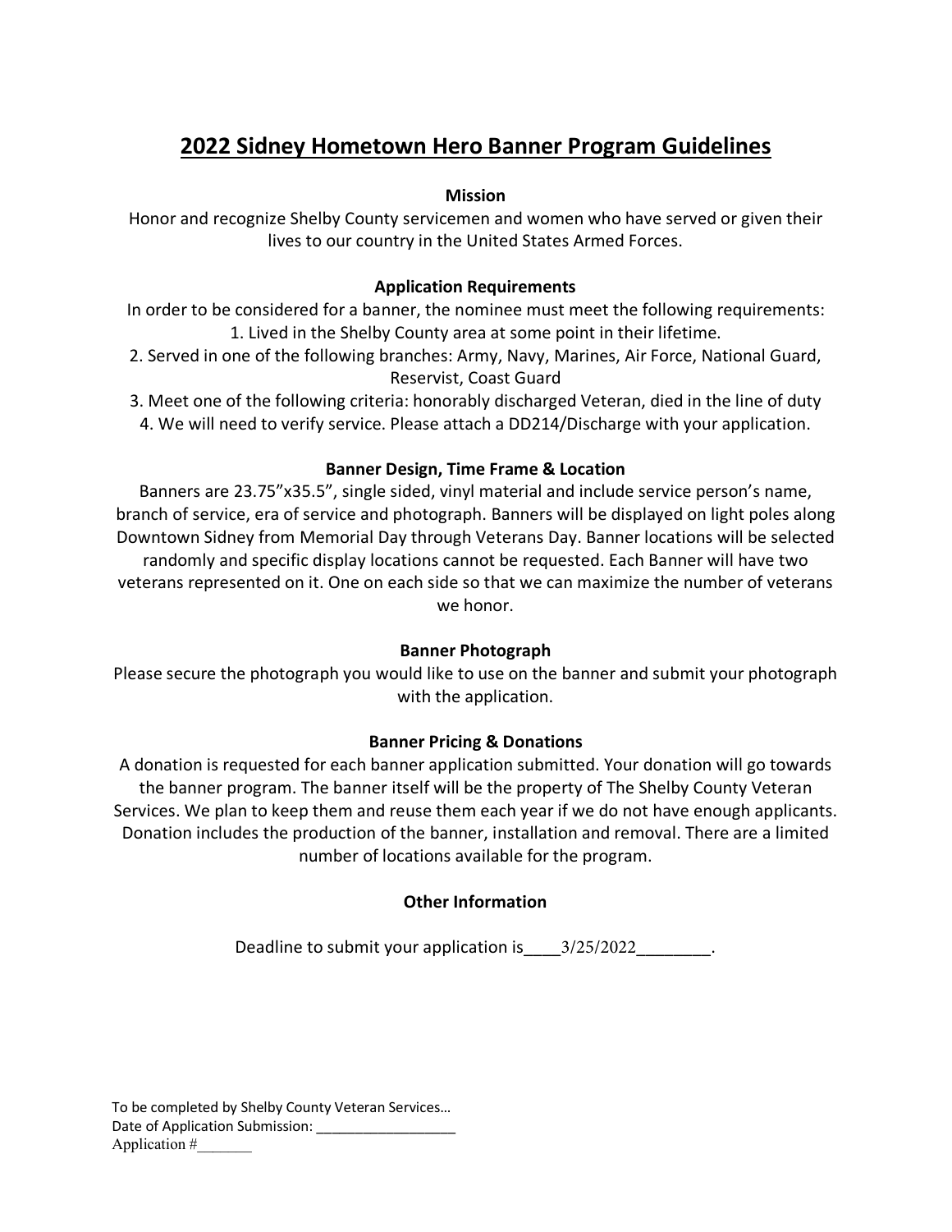# 2022 Sidney Hometown Hero Banner Program Guidelines

**Mission**

Honor and recognize Shelby County servicemen and women who have served or given their lives to our country in the United States Armed Forces.

**Application Requirements**

In order to be considered for a banner, the nominee must meet the following requirements:

1. Lived in the Shelby County area at some point in their lifetime.
2. Served in one of the following branches: Army, Navy, Marines, Air Force, National Guard, Reservist, Coast Guard
3. Meet one of the following criteria: honorably discharged Veteran, died in the line of duty
4. We will need to verify service. Please attach a DD214/Discharge with your application.

**Banner Design, Time Frame & Location**

Banners are 23.75"x35.5", single sided, vinyl material and include service person's name, branch of service, era of service and photograph. Banners will be displayed on light poles along Downtown Sidney from Memorial Day through Veterans Day. Banner locations will be selected randomly and specific display locations cannot be requested. Each Banner will have two veterans represented on it. One on each side so that we can maximize the number of veterans we honor.

**Banner Photograph**

Please secure the photograph you would like to use on the banner and submit your photograph with the application.

**Banner Pricing & Donations**

A donation is requested for each banner application submitted. Your donation will go towards the banner program. The banner itself will be the property of The Shelby County Veteran Services. We plan to keep them and reuse them each year if we do not have enough applicants. Donation includes the production of the banner, installation and removal. There are a limited number of locations available for the program.

**Other Information**

Deadline to submit your application is____3/25/2022________.

To be completed by Shelby County Veteran Services…
Date of Application Submission: _________________
Application #_______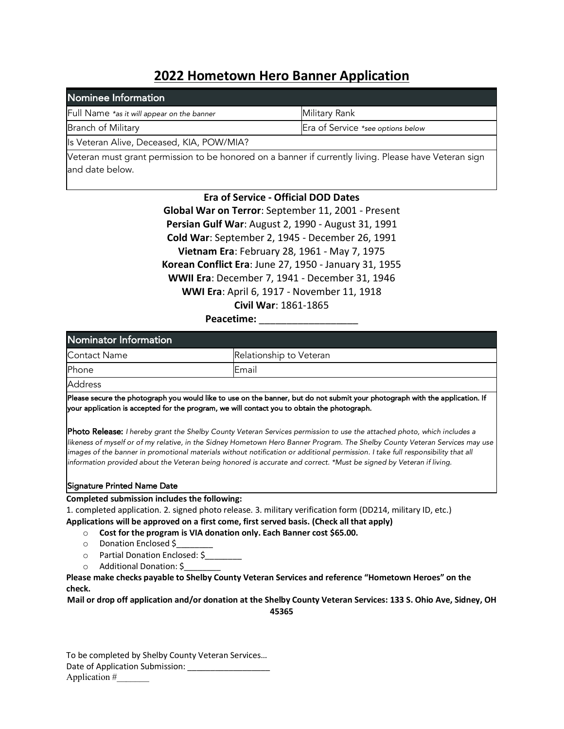# 2022 Hometown Hero Banner Application

| Nominee Information | |
|---|---|
| Full Name *\*as it will appear on the banner* | Military Rank |
| Branch of Military | Era of Service *\*see options below* |
| Is Veteran Alive, Deceased, KIA, POW/MIA? | |
| Veteran must grant permission to be honored on a banner if currently living. Please have Veteran sign and date below. | |

**Era of Service - Official DOD Dates**

**Global War on Terror**: September 11, 2001 - Present
**Persian Gulf War**: August 2, 1990 - August 31, 1991
**Cold War**: September 2, 1945 - December 26, 1991
**Vietnam Era**: February 28, 1961 - May 7, 1975
**Korean Conflict Era**: June 27, 1950 - January 31, 1955
**WWII Era**: December 7, 1941 - December 31, 1946
**WWI Era**: April 6, 1917 - November 11, 1918
**Civil War**: 1861-1865
**Peacetime:** ___________________

| Nominator Information | |
|---|---|
| Contact Name | Relationship to Veteran |
| Phone | Email |
| Address | |

**Please secure the photograph you would like to use on the banner, but do not submit your photograph with the application. If your application is accepted for the program, we will contact you to obtain the photograph.**

**Photo Release:** *I hereby grant the Shelby County Veteran Services permission to use the attached photo, which includes a likeness of myself or of my relative, in the Sidney Hometown Hero Banner Program. The Shelby County Veteran Services may use images of the banner in promotional materials without notification or additional permission. I take full responsibility that all information provided about the Veteran being honored is accurate and correct. \*Must be signed by Veteran if living.*

Signature Printed Name Date

**Completed submission includes the following:**

1. completed application. 2. signed photo release. 3. military verification form (DD214, military ID, etc.)

**Applications will be approved on a first come, first served basis. (Check all that apply)**

- **Cost for the program is VIA donation only. Each Banner cost $65.00.**
- Donation Enclosed $________
- Partial Donation Enclosed: $________
- Additional Donation: $________

**Please make checks payable to Shelby County Veteran Services and reference "Hometown Heroes" on the check.**

**Mail or drop off application and/or donation at the Shelby County Veteran Services: 133 S. Ohio Ave, Sidney, OH 45365**

To be completed by Shelby County Veteran Services…
Date of Application Submission: __________________
Application #_______